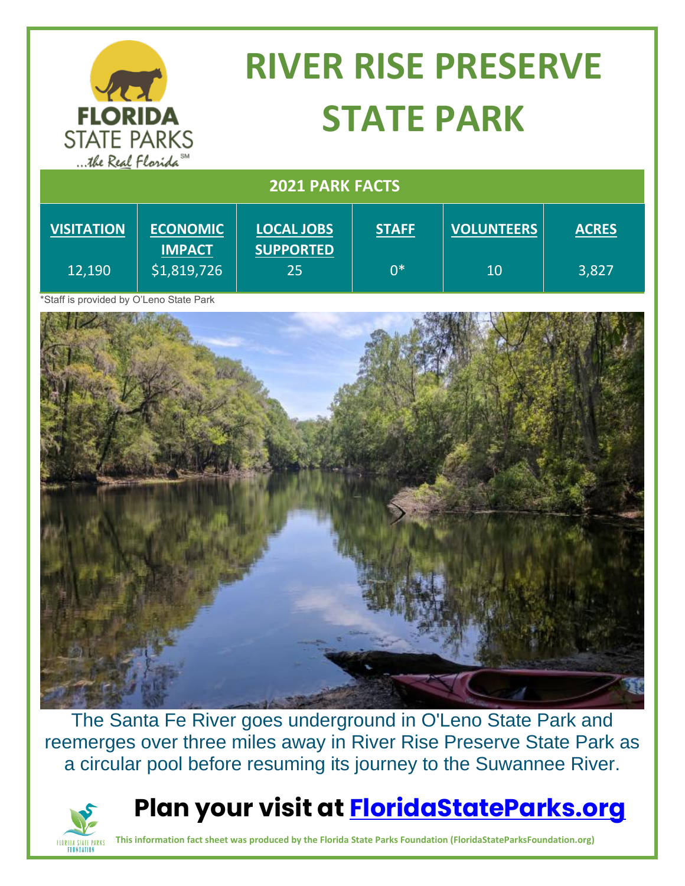# RIVER RISE PRESERVE STATE PARK

## 2021 PARK FACTS

| VISITATION | ECONOMIC IMPACT | LOCAL JOBS SUPPORTED | STAFF | VOLUNTEERS | ACRES |
|---|---|---|---|---|---|
| 12,190 | $1,819,726 | 25 | 0* | 10 | 3,827 |

*Staff is provided by O'Leno State Park

The Santa Fe River goes underground in O'Leno State Park and reemerges over three miles away in River Rise Preserve State Park as a circular pool before resuming its journey to the Suwannee River.

## Plan your visit at FloridaStateParks.org

**This information fact sheet was produced by the Florida State Parks Foundation (FloridaStateParksFoundation.org)**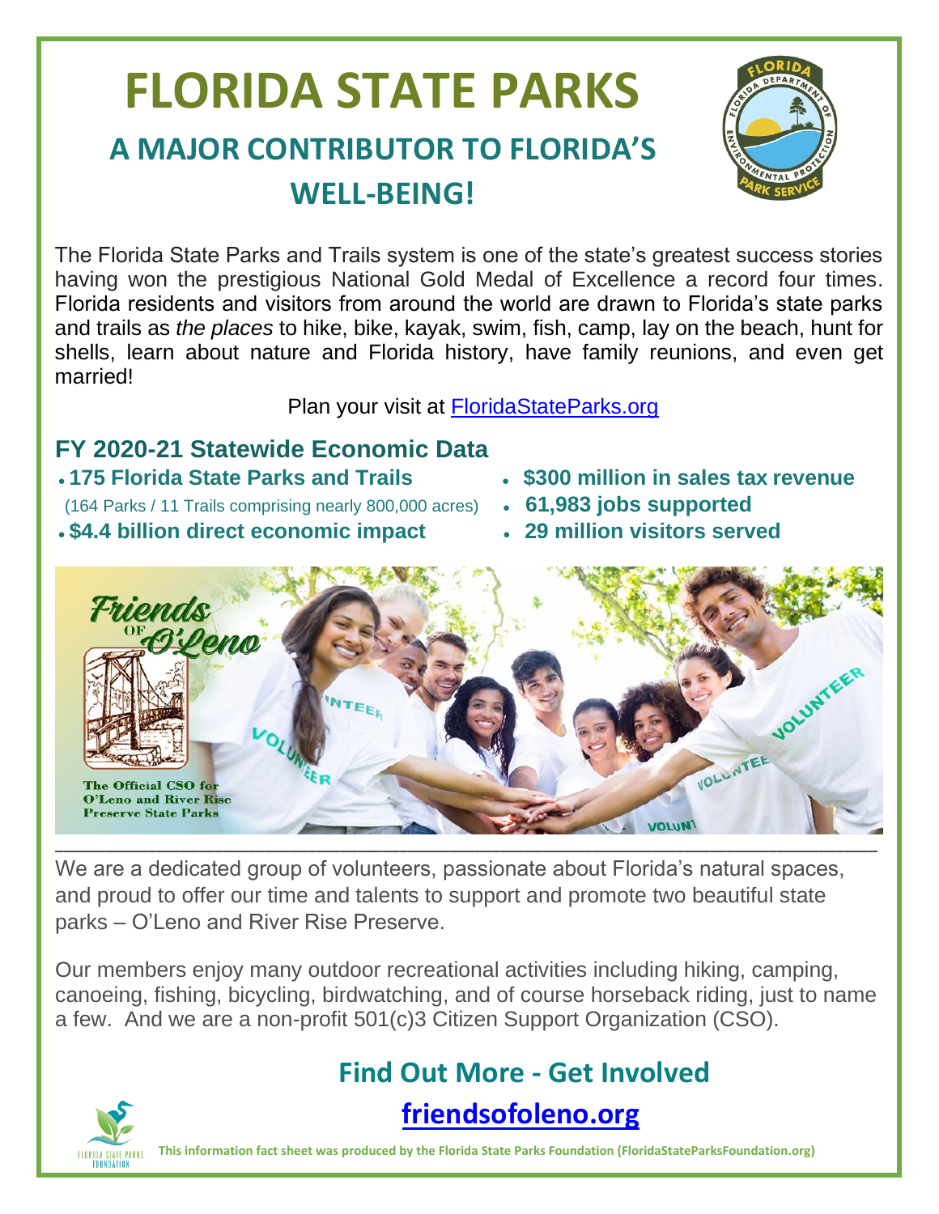# FLORIDA STATE PARKS

## A MAJOR CONTRIBUTOR TO FLORIDA'S WELL-BEING!

The Florida State Parks and Trails system is one of the state's greatest success stories having won the prestigious National Gold Medal of Excellence a record four times. Florida residents and visitors from around the world are drawn to Florida's state parks and trails as *the places* to hike, bike, kayak, swim, fish, camp, lay on the beach, hunt for shells, learn about nature and Florida history, have family reunions, and even get married!

Plan your visit at [FloridaStateParks.org](https://FloridaStateParks.org)

### FY 2020-21 Statewide Economic Data

- **175 Florida State Parks and Trails**
  (164 Parks / 11 Trails comprising nearly 800,000 acres)
- **$4.4 billion direct economic impact**
- **$300 million in sales tax revenue**
- **61,983 jobs supported**
- **29 million visitors served**

Friends of O'Leno

The Official CSO for O'Leno and River Rise Preserve State Parks

We are a dedicated group of volunteers, passionate about Florida's natural spaces, and proud to offer our time and talents to support and promote two beautiful state parks – O'Leno and River Rise Preserve.

Our members enjoy many outdoor recreational activities including hiking, camping, canoeing, fishing, bicycling, birdwatching, and of course horseback riding, just to name a few. And we are a non-profit 501(c)3 Citizen Support Organization (CSO).

## Find Out More - Get Involved

## [friendsofoleno.org](https://friendsofoleno.org)

**This information fact sheet was produced by the Florida State Parks Foundation (FloridaStateParksFoundation.org)**